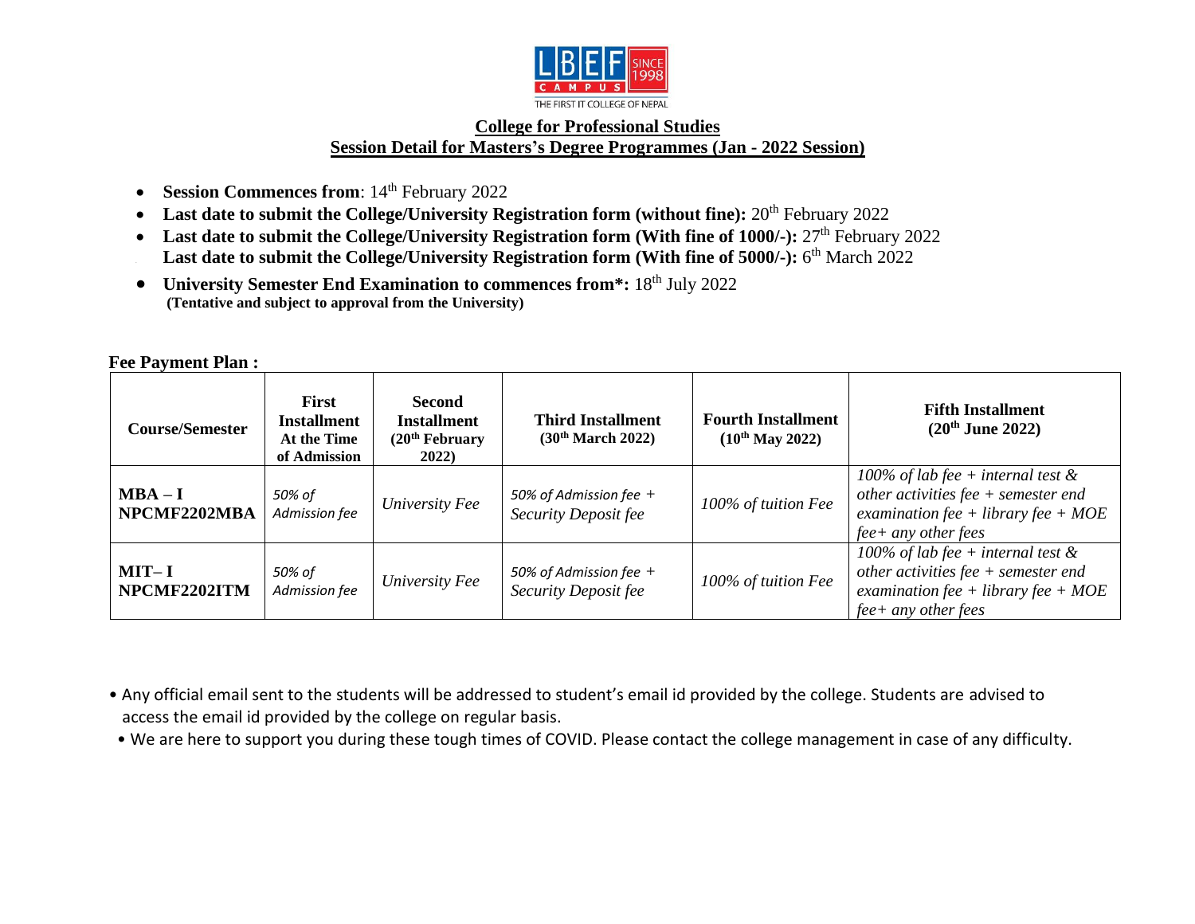LBEF CAMPUS SINCE 1998
THE FIRST IT COLLEGE OF NEPAL

## College for Professional Studies

## Session Detail for Masters's Degree Programmes (Jan - 2022 Session)

- **Session Commences from**: 14th February 2022
- **Last date to submit the College/University Registration form (without fine):** 20th February 2022
- **Last date to submit the College/University Registration form (With fine of 1000/-):** 27th February 2022
- **Last date to submit the College/University Registration form (With fine of 5000/-):** 6th March 2022
- **University Semester End Examination to commences from\*:** 18th July 2022
  **(Tentative and subject to approval from the University)**

**Fee Payment Plan :**

| Course/Semester | First Installment At the Time of Admission | Second Installment (20th February 2022) | Third Installment (30th March 2022) | Fourth Installment (10th May 2022) | Fifth Installment (20th June 2022) |
|---|---|---|---|---|---|
| **MBA – I NPCMF2202MBA** | *50% of Admission fee* | *University Fee* | *50% of Admission fee + Security Deposit fee* | *100% of tuition Fee* | *100% of lab fee + internal test & other activities fee + semester end examination fee + library fee + MOE fee+ any other fees* |
| **MIT– I NPCMF2202ITM** | *50% of Admission fee* | *University Fee* | *50% of Admission fee + Security Deposit fee* | *100% of tuition Fee* | *100% of lab fee + internal test & other activities fee + semester end examination fee + library fee + MOE fee+ any other fees* |

- Any official email sent to the students will be addressed to student's email id provided by the college. Students are advised to access the email id provided by the college on regular basis.
- We are here to support you during these tough times of COVID. Please contact the college management in case of any difficulty.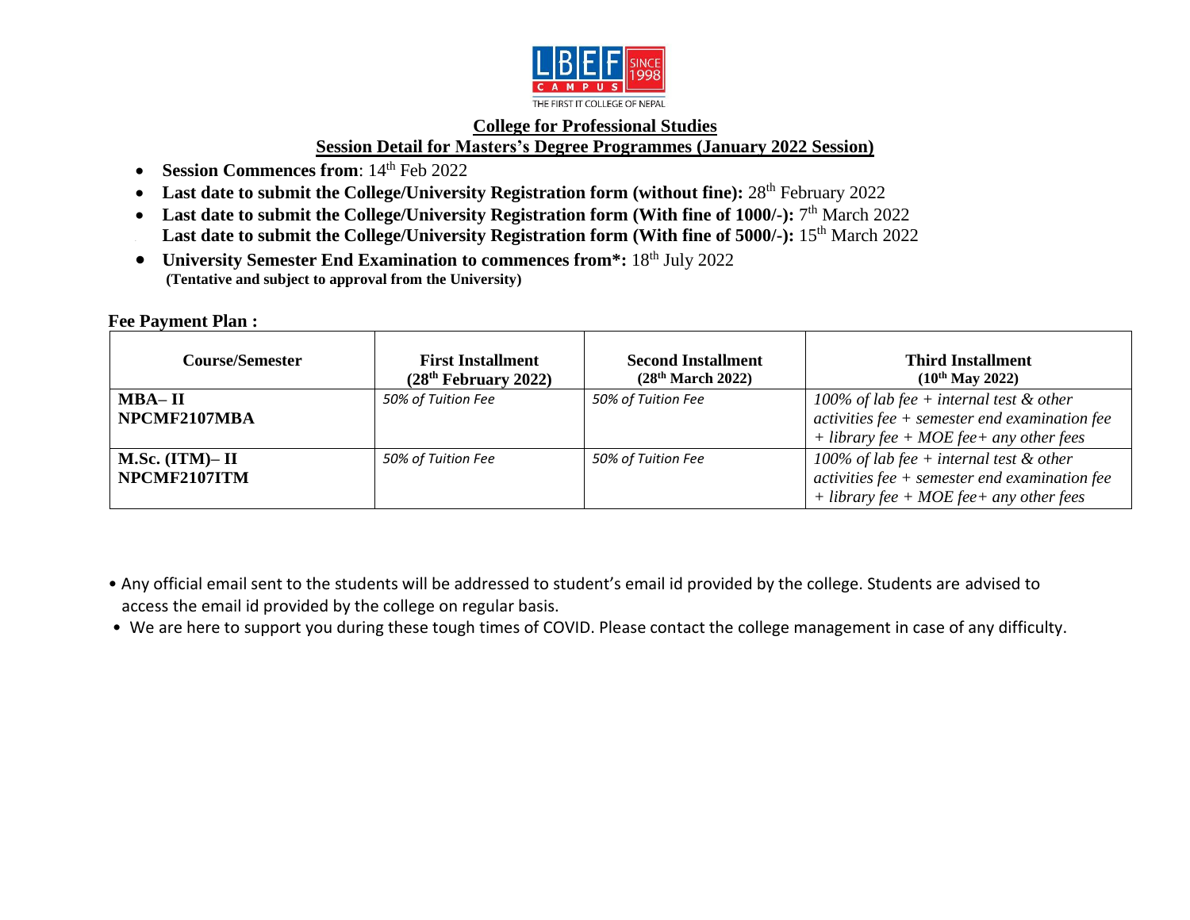LBEF CAMPUS SINCE 1998
THE FIRST IT COLLEGE OF NEPAL

## College for Professional Studies

## Session Detail for Masters's Degree Programmes (January 2022 Session)

- **Session Commences from**: 14th Feb 2022
- **Last date to submit the College/University Registration form (without fine):** 28th February 2022
- **Last date to submit the College/University Registration form (With fine of 1000/-):** 7th March 2022
- **Last date to submit the College/University Registration form (With fine of 5000/-):** 15th March 2022
- **University Semester End Examination to commences from*:** 18th July 2022
  **(Tentative and subject to approval from the University)**

**Fee Payment Plan :**

| Course/Semester | First Installment (28th February 2022) | Second Installment (28th March 2022) | Third Installment (10th May 2022) |
|---|---|---|---|
| **MBA– II NPCMF2107MBA** | *50% of Tuition Fee* | *50% of Tuition Fee* | *100% of lab fee + internal test & other activities fee + semester end examination fee + library fee + MOE fee+ any other fees* |
| **M.Sc. (ITM)– II NPCMF2107ITM** | *50% of Tuition Fee* | *50% of Tuition Fee* | *100% of lab fee + internal test & other activities fee + semester end examination fee + library fee + MOE fee+ any other fees* |

- Any official email sent to the students will be addressed to student's email id provided by the college. Students are advised to access the email id provided by the college on regular basis.
- We are here to support you during these tough times of COVID. Please contact the college management in case of any difficulty.